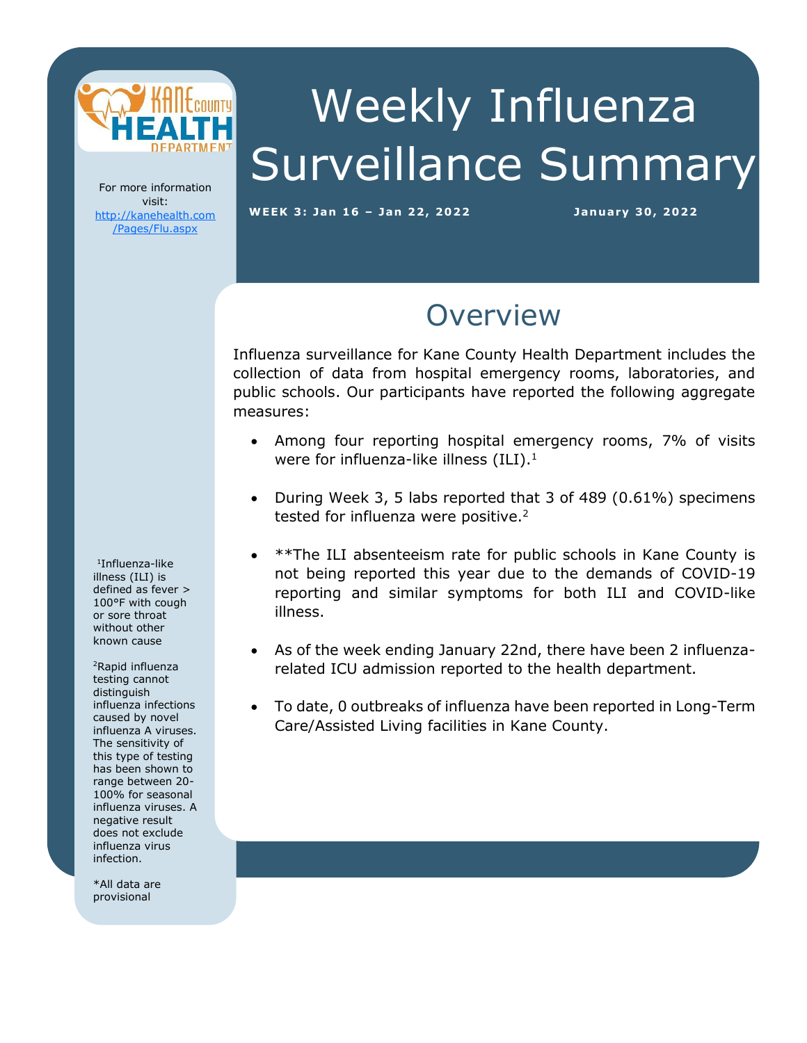# Weekly Influenza Surveillance Summary

**WEEK 3: Jan 16 – Jan 22, 2022** **January 30, 2022**

For more information visit: [http://kanehealth.com/Pages/Flu.aspx](http://kanehealth.com/Pages/Flu.aspx)

## Overview

Influenza surveillance for Kane County Health Department includes the collection of data from hospital emergency rooms, laboratories, and public schools. Our participants have reported the following aggregate measures:

- Among four reporting hospital emergency rooms, 7% of visits were for influenza-like illness (ILI).[1]
- During Week 3, 5 labs reported that 3 of 489 (0.61%) specimens tested for influenza were positive.[2]
- **The ILI absenteeism rate for public schools in Kane County is not being reported this year due to the demands of COVID-19 reporting and similar symptoms for both ILI and COVID-like illness.
- As of the week ending January 22nd, there have been 2 influenza-related ICU admission reported to the health department.
- To date, 0 outbreaks of influenza have been reported in Long-Term Care/Assisted Living facilities in Kane County.

[1]Influenza-like illness (ILI) is defined as fever > 100°F with cough or sore throat without other known cause

[2]Rapid influenza testing cannot distinguish influenza infections caused by novel influenza A viruses. The sensitivity of this type of testing has been shown to range between 20-100% for seasonal influenza viruses. A negative result does not exclude influenza virus infection.

*All data are provisional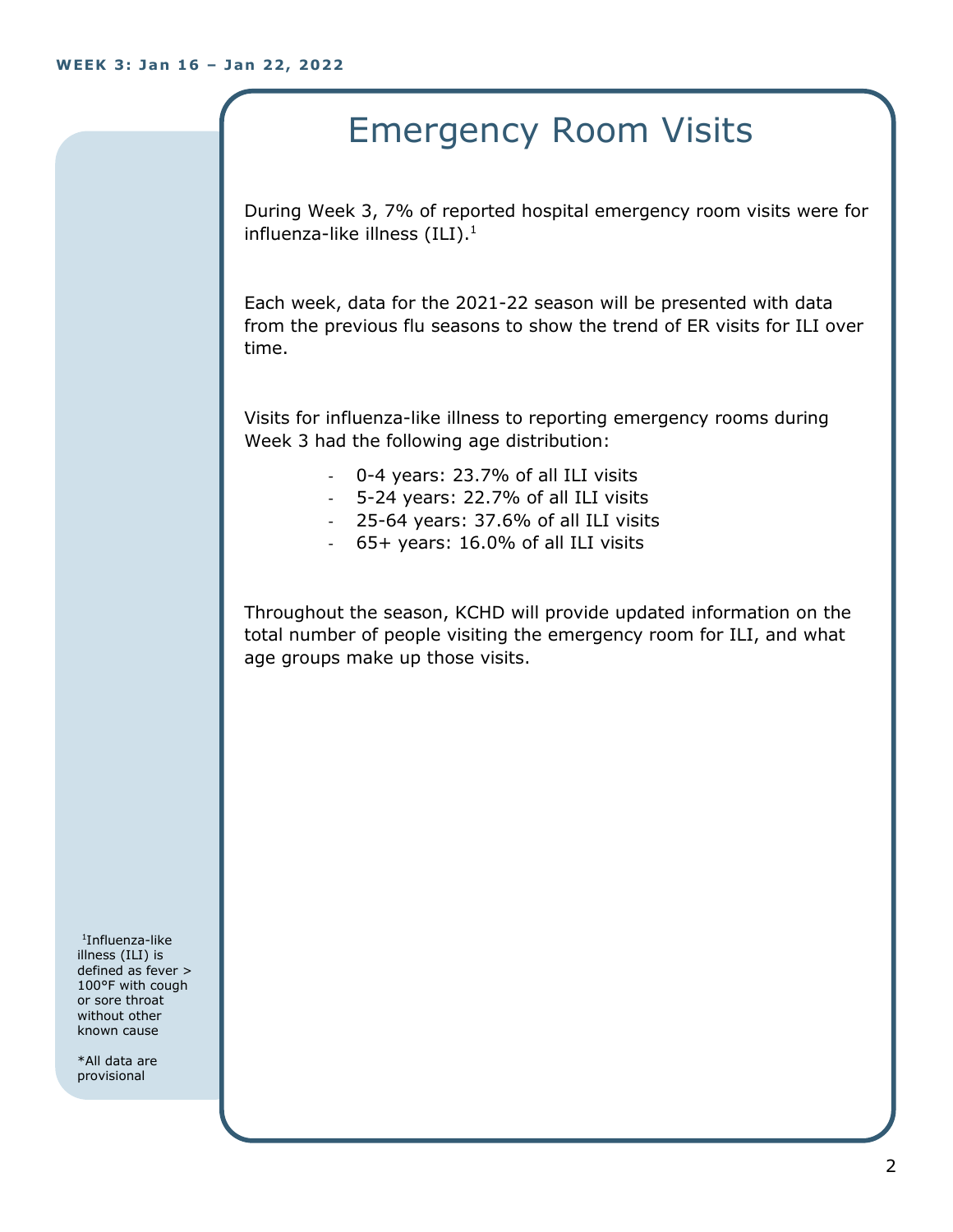WEEK 3: Jan 16 – Jan 22, 2022

# Emergency Room Visits

During Week 3, 7% of reported hospital emergency room visits were for influenza-like illness (ILI).[1]

Each week, data for the 2021-22 season will be presented with data from the previous flu seasons to show the trend of ER visits for ILI over time.

Visits for influenza-like illness to reporting emergency rooms during Week 3 had the following age distribution:

- 0-4 years: 23.7% of all ILI visits
- 5-24 years: 22.7% of all ILI visits
- 25-64 years: 37.6% of all ILI visits
- 65+ years: 16.0% of all ILI visits

Throughout the season, KCHD will provide updated information on the total number of people visiting the emergency room for ILI, and what age groups make up those visits.

[1]Influenza-like illness (ILI) is defined as fever > 100°F with cough or sore throat without other known cause

*All data are provisional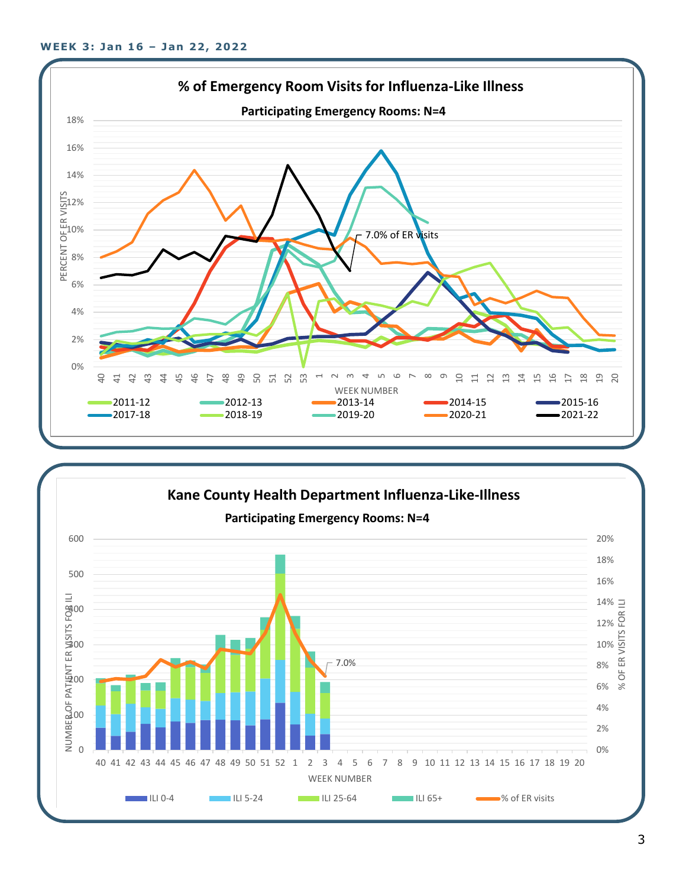**WEEK 3: Jan 16 – Jan 22, 2022**

## % of Emergency Room Visits for Influenza-Like Illness

**Participating Emergency Rooms: N=4**

PERCENT OF ER VISITS: 0%, 2%, 4%, 6%, 8%, 10%, 12%, 14%, 16%, 18%

WEEK NUMBER: 40 41 42 43 44 45 46 47 48 49 50 51 52 53 1 2 3 4 5 6 7 8 9 10 11 12 13 14 15 16 17 18 19 20

7.0% of ER visits

Legend: 2011-12, 2012-13, 2013-14, 2014-15, 2015-16, 2017-18, 2018-19, 2019-20, 2020-21, 2021-22

## Kane County Health Department Influenza-Like-Illness

**Participating Emergency Rooms: N=4**

NUMBER OF PATIENT ER VISITS FOR ILI: 0, 100, 200, 300, 400, 500, 600

% OF ER VISITS FOR ILI: 0%, 2%, 4%, 6%, 8%, 10%, 12%, 14%, 16%, 18%, 20%

WEEK NUMBER: 40 41 42 43 44 45 46 47 48 49 50 51 52 1 2 3 4 5 6 7 8 9 10 11 12 13 14 15 16 17 18 19 20

7.0%

Legend: ILI 0-4, ILI 5-24, ILI 25-64, ILI 65+, % of ER visits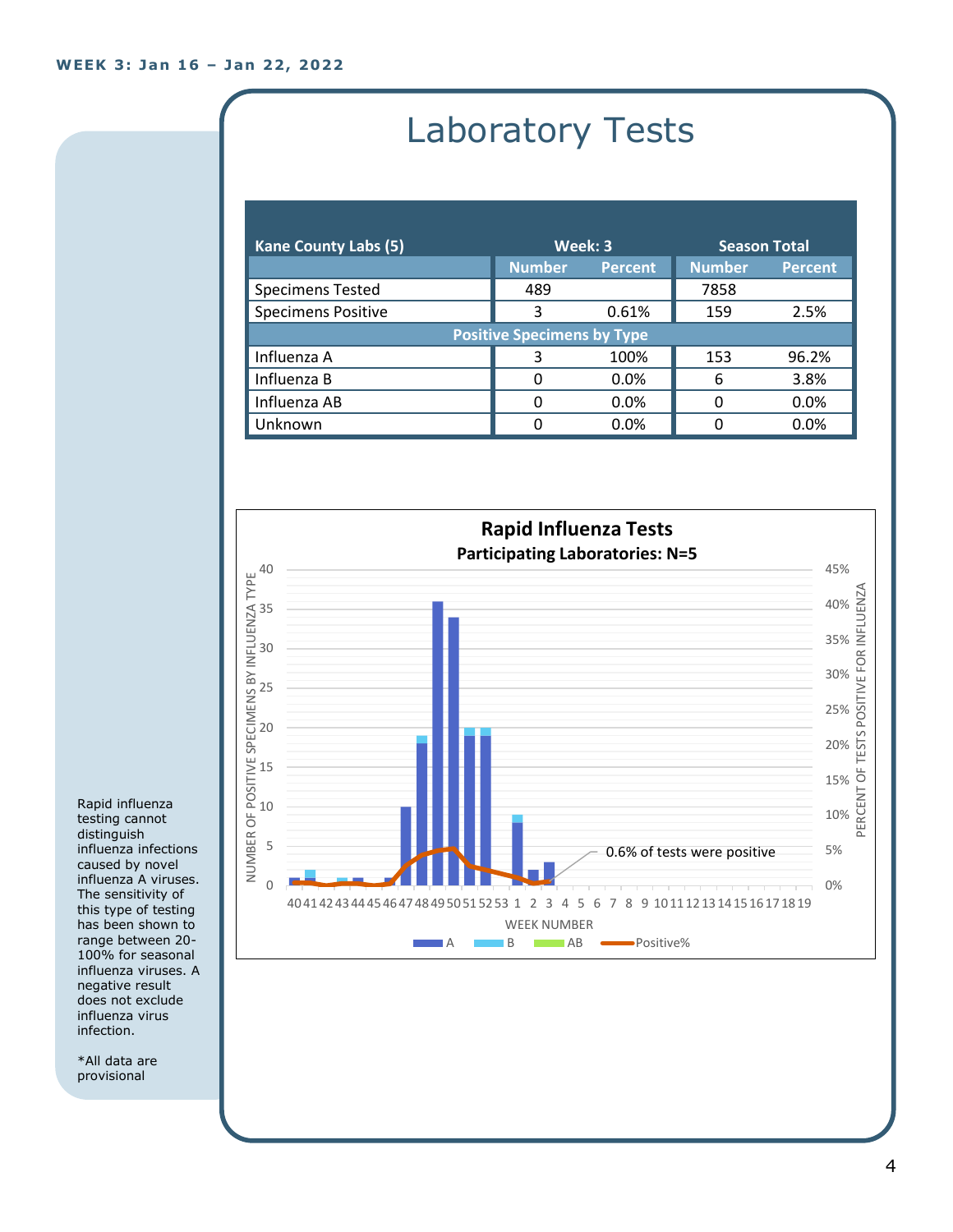**WEEK 3: Jan 16 – Jan 22, 2022**

# Laboratory Tests

| Kane County Labs (5) | Week: 3 | | Season Total | |
|---|---|---|---|---|
| | Number | Percent | Number | Percent |
| Specimens Tested | 489 | | 7858 | |
| Specimens Positive | 3 | 0.61% | 159 | 2.5% |
| **Positive Specimens by Type** | | | | |
| Influenza A | 3 | 100% | 153 | 96.2% |
| Influenza B | 0 | 0.0% | 6 | 3.8% |
| Influenza AB | 0 | 0.0% | 0 | 0.0% |
| Unknown | 0 | 0.0% | 0 | 0.0% |

**Rapid Influenza Tests**

**Participating Laboratories: N=5**

0.6% of tests were positive

Rapid influenza testing cannot distinguish influenza infections caused by novel influenza A viruses. The sensitivity of this type of testing has been shown to range between 20-100% for seasonal influenza viruses. A negative result does not exclude influenza virus infection.

*All data are provisional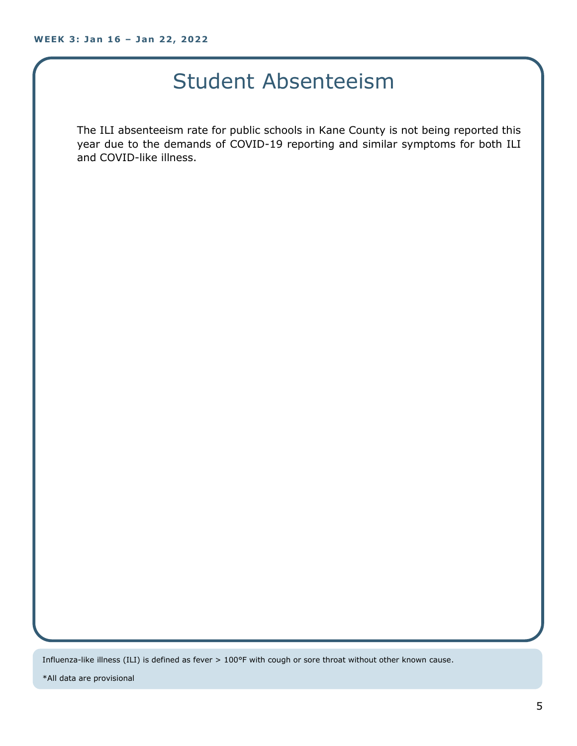**WEEK 3: Jan 16 – Jan 22, 2022**

# Student Absenteeism

The ILI absenteeism rate for public schools in Kane County is not being reported this year due to the demands of COVID-19 reporting and similar symptoms for both ILI and COVID-like illness.

Influenza-like illness (ILI) is defined as fever > 100°F with cough or sore throat without other known cause.

*All data are provisional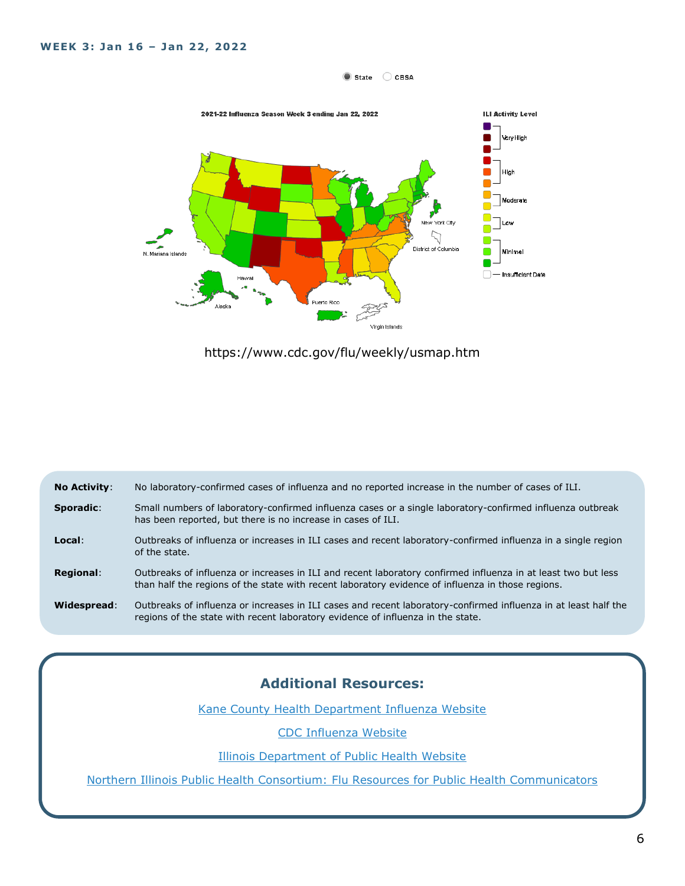**WEEK 3: Jan 16 – Jan 22, 2022**

State CBSA

2021-22 Influenza Season Week 3 ending Jan 22, 2022

ILI Activity Level

Very High

High

Moderate

Low

Minimal

Insufficient Data

N. Mariana Islands

New York City

District of Columbia

Hawaii

Alaska

Puerto Rico

Virgin Islands

https://www.cdc.gov/flu/weekly/usmap.htm

**No Activity**: No laboratory-confirmed cases of influenza and no reported increase in the number of cases of ILI.

**Sporadic**: Small numbers of laboratory-confirmed influenza cases or a single laboratory-confirmed influenza outbreak has been reported, but there is no increase in cases of ILI.

**Local**: Outbreaks of influenza or increases in ILI cases and recent laboratory-confirmed influenza in a single region of the state.

**Regional**: Outbreaks of influenza or increases in ILI and recent laboratory confirmed influenza in at least two but less than half the regions of the state with recent laboratory evidence of influenza in those regions.

**Widespread**: Outbreaks of influenza or increases in ILI cases and recent laboratory-confirmed influenza in at least half the regions of the state with recent laboratory evidence of influenza in the state.

## Additional Resources:

Kane County Health Department Influenza Website

CDC Influenza Website

Illinois Department of Public Health Website

Northern Illinois Public Health Consortium: Flu Resources for Public Health Communicators